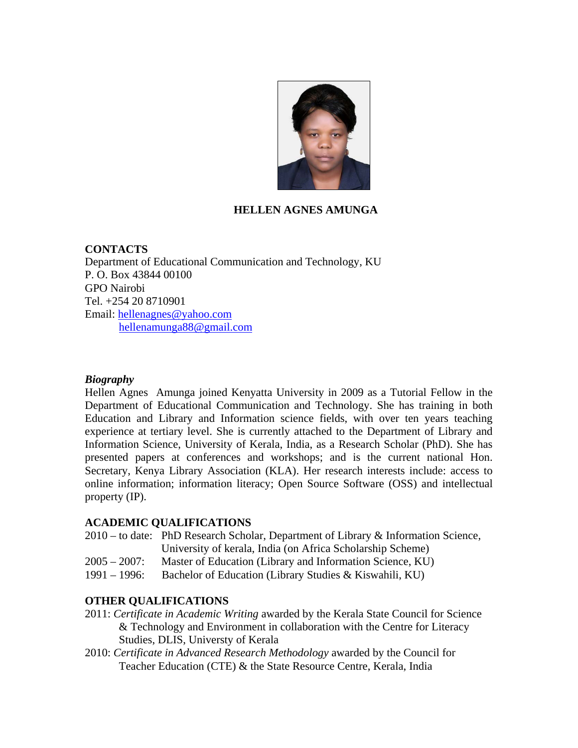# HELLEN AGNES AMUNGA

## CONTACTS

Department of Educational Communication and Technology, KU
P. O. Box 43844 00100
GPO Nairobi
Tel. +254 20 8710901
Email: hellenagnes@yahoo.com
hellenamunga88@gmail.com

### *Biography*

Hellen Agnes Amunga joined Kenyatta University in 2009 as a Tutorial Fellow in the Department of Educational Communication and Technology. She has training in both Education and Library and Information science fields, with over ten years teaching experience at tertiary level. She is currently attached to the Department of Library and Information Science, University of Kerala, India, as a Research Scholar (PhD). She has presented papers at conferences and workshops; and is the current national Hon. Secretary, Kenya Library Association (KLA). Her research interests include: access to online information; information literacy; Open Source Software (OSS) and intellectual property (IP).

## ACADEMIC QUALIFICATIONS

2010 – to date: PhD Research Scholar, Department of Library & Information Science, University of kerala, India (on Africa Scholarship Scheme)
2005 – 2007: Master of Education (Library and Information Science, KU)
1991 – 1996: Bachelor of Education (Library Studies & Kiswahili, KU)

## OTHER QUALIFICATIONS

2011: *Certificate in Academic Writing* awarded by the Kerala State Council for Science & Technology and Environment in collaboration with the Centre for Literacy Studies, DLIS, Universty of Kerala
2010: *Certificate in Advanced Research Methodology* awarded by the Council for Teacher Education (CTE) & the State Resource Centre, Kerala, India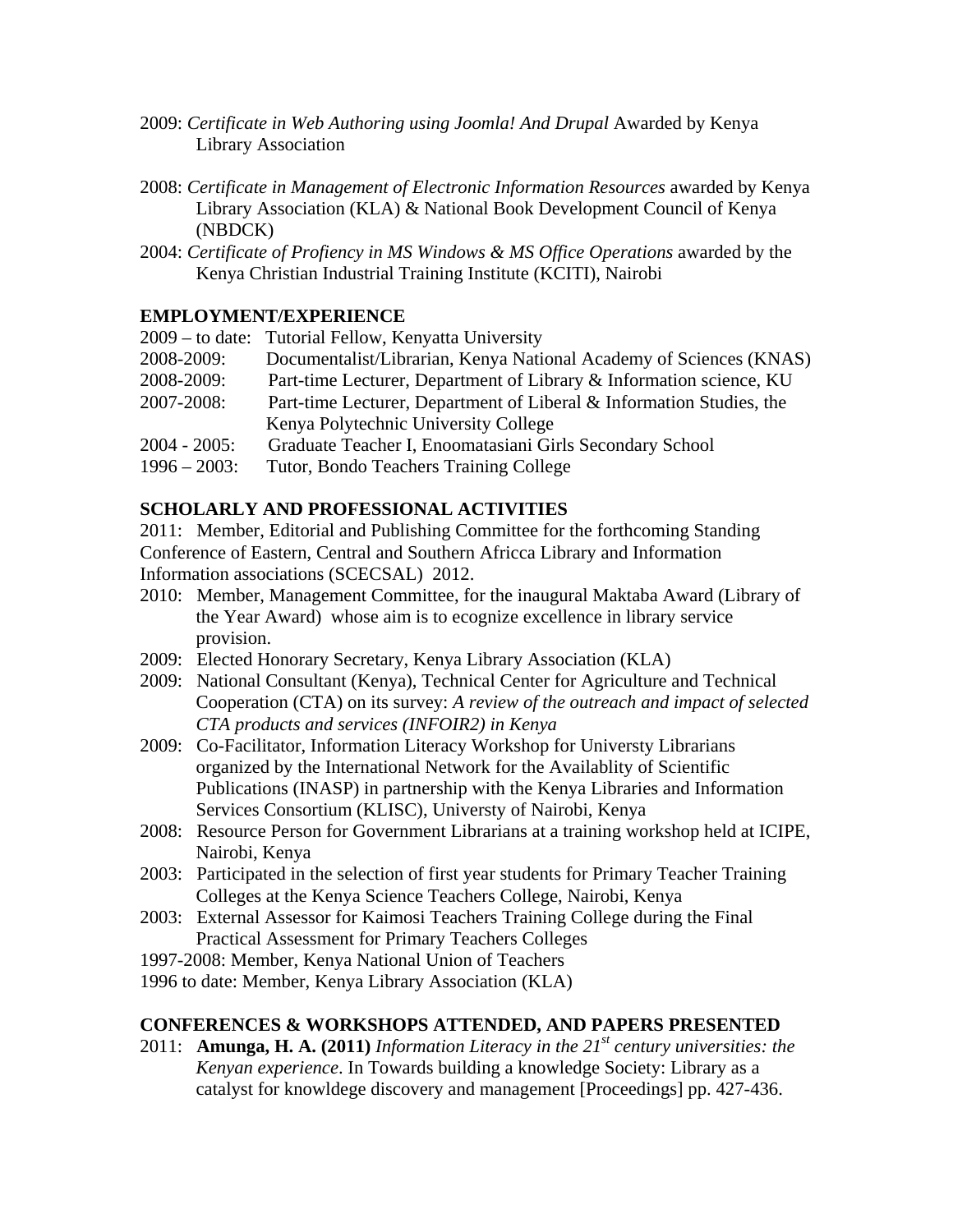2009: *Certificate in Web Authoring using Joomla! And Drupal* Awarded by Kenya Library Association

2008: *Certificate in Management of Electronic Information Resources* awarded by Kenya Library Association (KLA) & National Book Development Council of Kenya (NBDCK)

2004: *Certificate of Profiency in MS Windows & MS Office Operations* awarded by the Kenya Christian Industrial Training Institute (KCITI), Nairobi

## EMPLOYMENT/EXPERIENCE

2009 – to date: Tutorial Fellow, Kenyatta University
2008-2009: Documentalist/Librarian, Kenya National Academy of Sciences (KNAS)
2008-2009: Part-time Lecturer, Department of Library & Information science, KU
2007-2008: Part-time Lecturer, Department of Liberal & Information Studies, the Kenya Polytechnic University College
2004 - 2005: Graduate Teacher I, Enoomatasiani Girls Secondary School
1996 – 2003: Tutor, Bondo Teachers Training College

## SCHOLARLY AND PROFESSIONAL ACTIVITIES

2011: Member, Editorial and Publishing Committee for the forthcoming Standing Conference of Eastern, Central and Southern Africca Library and Information Information associations (SCECSAL) 2012.

2010: Member, Management Committee, for the inaugural Maktaba Award (Library of the Year Award) whose aim is to ecognize excellence in library service provision.

2009: Elected Honorary Secretary, Kenya Library Association (KLA)

2009: National Consultant (Kenya), Technical Center for Agriculture and Technical Cooperation (CTA) on its survey: *A review of the outreach and impact of selected CTA products and services (INFOIR2) in Kenya*

2009: Co-Facilitator, Information Literacy Workshop for Universty Librarians organized by the International Network for the Availablity of Scientific Publications (INASP) in partnership with the Kenya Libraries and Information Services Consortium (KLISC), Universty of Nairobi, Kenya

2008: Resource Person for Government Librarians at a training workshop held at ICIPE, Nairobi, Kenya

2003: Participated in the selection of first year students for Primary Teacher Training Colleges at the Kenya Science Teachers College, Nairobi, Kenya

2003: External Assessor for Kaimosi Teachers Training College during the Final Practical Assessment for Primary Teachers Colleges

1997-2008: Member, Kenya National Union of Teachers

1996 to date: Member, Kenya Library Association (KLA)

## CONFERENCES & WORKSHOPS ATTENDED, AND PAPERS PRESENTED

2011: **Amunga, H. A. (2011)** *Information Literacy in the 21st century universities: the Kenyan experience*. In Towards building a knowledge Society: Library as a catalyst for knowldege discovery and management [Proceedings] pp. 427-436.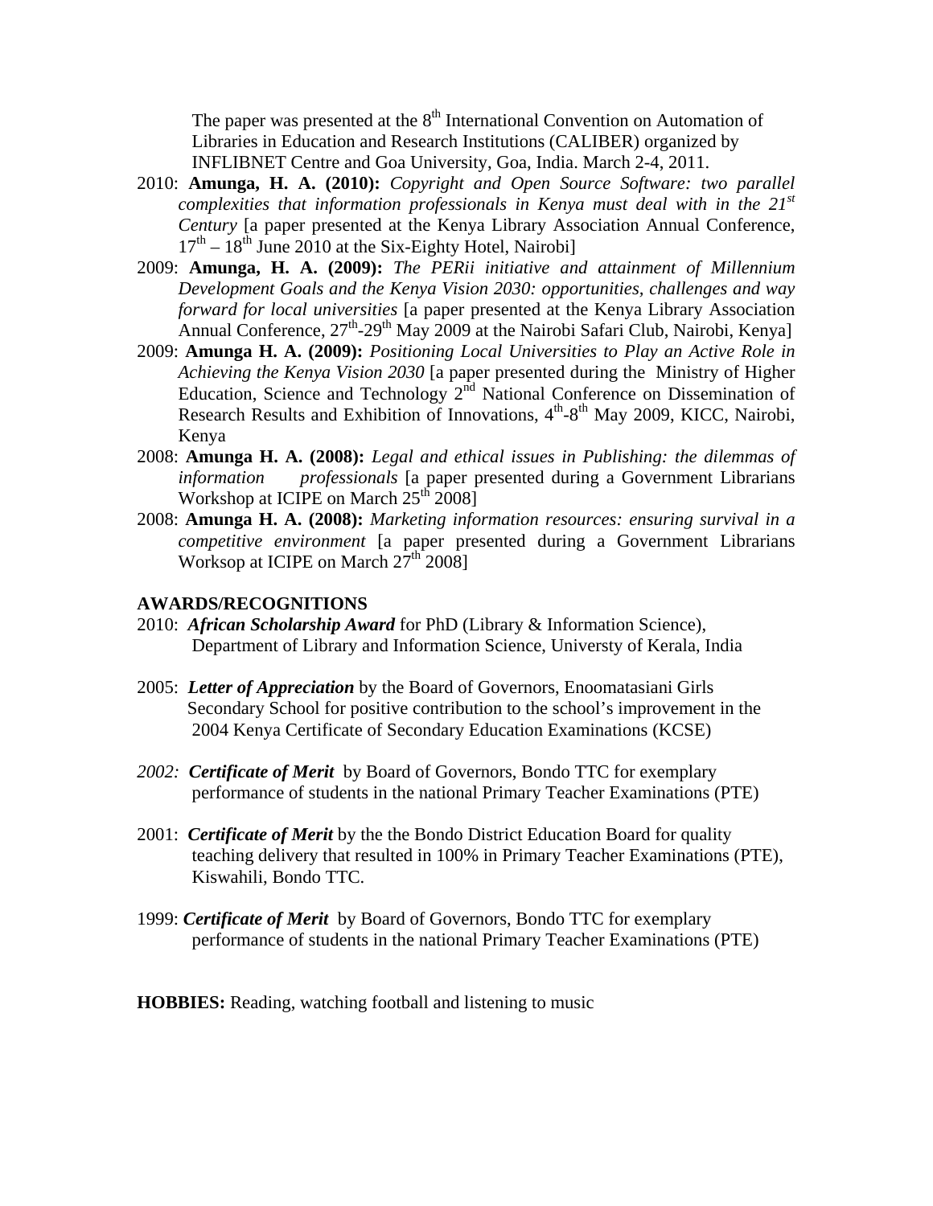The paper was presented at the 8th International Convention on Automation of Libraries in Education and Research Institutions (CALIBER) organized by INFLIBNET Centre and Goa University, Goa, India. March 2-4, 2011.

- 2010: **Amunga, H. A. (2010):** *Copyright and Open Source Software: two parallel complexities that information professionals in Kenya must deal with in the 21st Century* [a paper presented at the Kenya Library Association Annual Conference, 17th – 18th June 2010 at the Six-Eighty Hotel, Nairobi]
- 2009: **Amunga, H. A. (2009):** *The PERii initiative and attainment of Millennium Development Goals and the Kenya Vision 2030: opportunities, challenges and way forward for local universities* [a paper presented at the Kenya Library Association Annual Conference, 27th-29th May 2009 at the Nairobi Safari Club, Nairobi, Kenya]
- 2009: **Amunga H. A. (2009):** *Positioning Local Universities to Play an Active Role in Achieving the Kenya Vision 2030* [a paper presented during the Ministry of Higher Education, Science and Technology 2nd National Conference on Dissemination of Research Results and Exhibition of Innovations, 4th-8th May 2009, KICC, Nairobi, Kenya
- 2008: **Amunga H. A. (2008):** *Legal and ethical issues in Publishing: the dilemmas of information professionals* [a paper presented during a Government Librarians Workshop at ICIPE on March 25th 2008]
- 2008: **Amunga H. A. (2008):** *Marketing information resources: ensuring survival in a competitive environment* [a paper presented during a Government Librarians Worksop at ICIPE on March 27th 2008]

**AWARDS/RECOGNITIONS**

2010: ***African Scholarship Award*** for PhD (Library & Information Science), Department of Library and Information Science, Universty of Kerala, India

2005: ***Letter of Appreciation*** by the Board of Governors, Enoomatasiani Girls Secondary School for positive contribution to the school's improvement in the 2004 Kenya Certificate of Secondary Education Examinations (KCSE)

*2002:* ***Certificate of Merit*** by Board of Governors, Bondo TTC for exemplary performance of students in the national Primary Teacher Examinations (PTE)

2001: ***Certificate of Merit*** by the the Bondo District Education Board for quality teaching delivery that resulted in 100% in Primary Teacher Examinations (PTE), Kiswahili, Bondo TTC.

1999: ***Certificate of Merit*** by Board of Governors, Bondo TTC for exemplary performance of students in the national Primary Teacher Examinations (PTE)

**HOBBIES:** Reading, watching football and listening to music